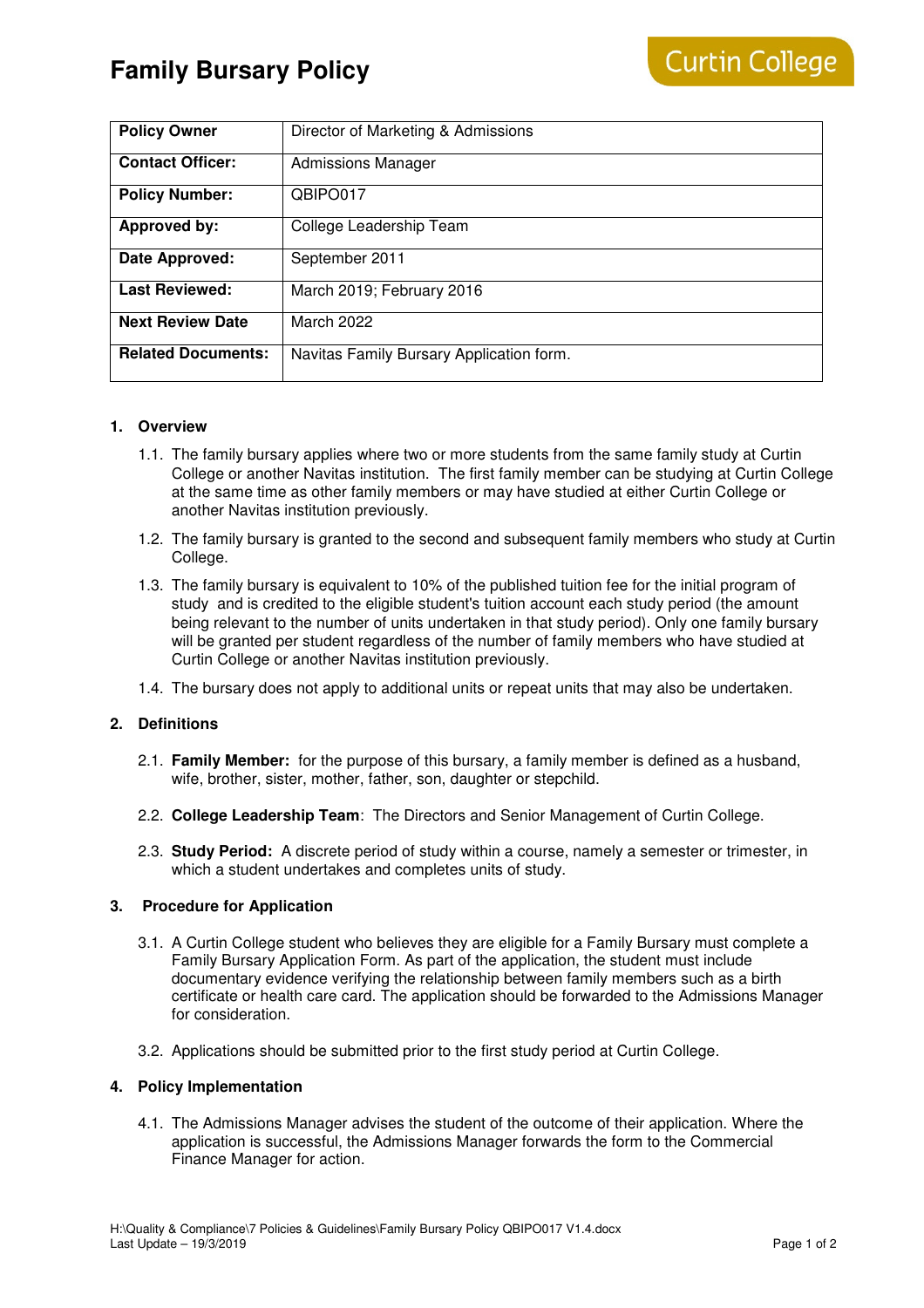# Family Bursary Policy

Curtin College

| Policy Owner | Director of Marketing & Admissions |
|---|---|
| **Contact Officer:** | Admissions Manager |
| **Policy Number:** | QBIPO017 |
| **Approved by:** | College Leadership Team |
| **Date Approved:** | September 2011 |
| **Last Reviewed:** | March 2019; February 2016 |
| **Next Review Date** | March 2022 |
| **Related Documents:** | Navitas Family Bursary Application form. |

## 1. Overview

1.1. The family bursary applies where two or more students from the same family study at Curtin College or another Navitas institution. The first family member can be studying at Curtin College at the same time as other family members or may have studied at either Curtin College or another Navitas institution previously.

1.2. The family bursary is granted to the second and subsequent family members who study at Curtin College.

1.3. The family bursary is equivalent to 10% of the published tuition fee for the initial program of study and is credited to the eligible student's tuition account each study period (the amount being relevant to the number of units undertaken in that study period). Only one family bursary will be granted per student regardless of the number of family members who have studied at Curtin College or another Navitas institution previously.

1.4. The bursary does not apply to additional units or repeat units that may also be undertaken.

## 2. Definitions

2.1. **Family Member:** for the purpose of this bursary, a family member is defined as a husband, wife, brother, sister, mother, father, son, daughter or stepchild.

2.2. **College Leadership Team**: The Directors and Senior Management of Curtin College.

2.3. **Study Period:** A discrete period of study within a course, namely a semester or trimester, in which a student undertakes and completes units of study.

## 3. Procedure for Application

3.1. A Curtin College student who believes they are eligible for a Family Bursary must complete a Family Bursary Application Form. As part of the application, the student must include documentary evidence verifying the relationship between family members such as a birth certificate or health care card. The application should be forwarded to the Admissions Manager for consideration.

3.2. Applications should be submitted prior to the first study period at Curtin College.

## 4. Policy Implementation

4.1. The Admissions Manager advises the student of the outcome of their application. Where the application is successful, the Admissions Manager forwards the form to the Commercial Finance Manager for action.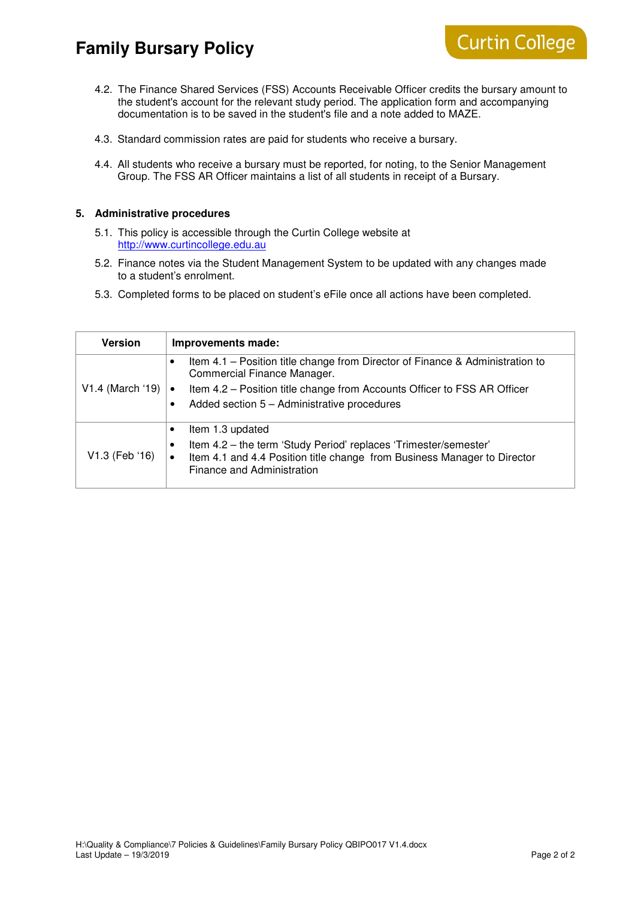4.2. The Finance Shared Services (FSS) Accounts Receivable Officer credits the bursary amount to the student's account for the relevant study period. The application form and accompanying documentation is to be saved in the student's file and a note added to MAZE.

4.3. Standard commission rates are paid for students who receive a bursary.

4.4. All students who receive a bursary must be reported, for noting, to the Senior Management Group. The FSS AR Officer maintains a list of all students in receipt of a Bursary.

## 5. Administrative procedures

5.1. This policy is accessible through the Curtin College website at http://www.curtincollege.edu.au

5.2. Finance notes via the Student Management System to be updated with any changes made to a student's enrolment.

5.3. Completed forms to be placed on student's eFile once all actions have been completed.

| Version | Improvements made: |
|---|---|
| V1.4 (March '19) | • Item 4.1 – Position title change from Director of Finance & Administration to Commercial Finance Manager.<br>• Item 4.2 – Position title change from Accounts Officer to FSS AR Officer<br>• Added section 5 – Administrative procedures |
| V1.3 (Feb '16) | • Item 1.3 updated<br>• Item 4.2 – the term 'Study Period' replaces 'Trimester/semester'<br>• Item 4.1 and 4.4 Position title change from Business Manager to Director Finance and Administration |

H:\Quality & Compliance\7 Policies & Guidelines\Family Bursary Policy QBIPO017 V1.4.docx
Last Update – 19/3/2019